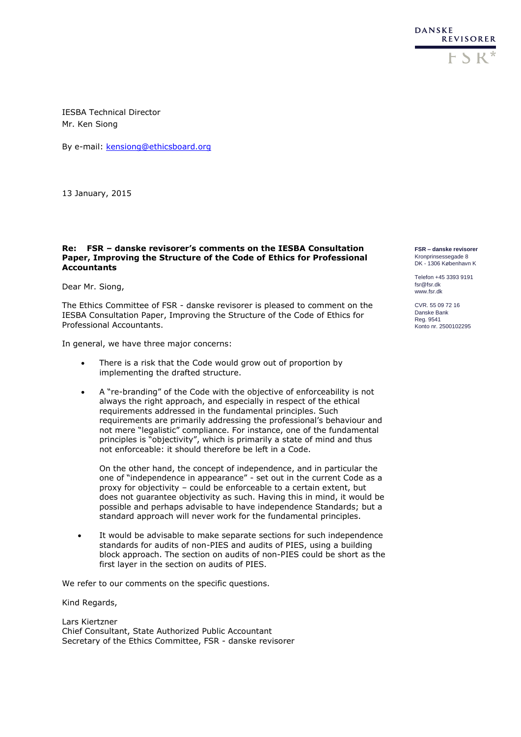DANSKE REVISORER

FSR*

IESBA Technical Director
Mr. Ken Siong

By e-mail: kensiong@ethicsboard.org

13 January, 2015

**FSR – danske revisorer**
Kronprinsessegade 8
DK - 1306 København K

Telefon +45 3393 9191
fsr@fsr.dk
www.fsr.dk

CVR. 55 09 72 16
Danske Bank
Reg. 9541
Konto nr. 2500102295

**Re: FSR – danske revisorer's comments on the IESBA Consultation Paper, Improving the Structure of the Code of Ethics for Professional Accountants**

Dear Mr. Siong,

The Ethics Committee of FSR - danske revisorer is pleased to comment on the IESBA Consultation Paper, Improving the Structure of the Code of Ethics for Professional Accountants.

In general, we have three major concerns:

- There is a risk that the Code would grow out of proportion by implementing the drafted structure.
- A "re-branding" of the Code with the objective of enforceability is not always the right approach, and especially in respect of the ethical requirements addressed in the fundamental principles. Such requirements are primarily addressing the professional's behaviour and not mere "legalistic" compliance. For instance, one of the fundamental principles is "objectivity", which is primarily a state of mind and thus not enforceable: it should therefore be left in a Code.

  On the other hand, the concept of independence, and in particular the one of "independence in appearance" - set out in the current Code as a proxy for objectivity – could be enforceable to a certain extent, but does not guarantee objectivity as such. Having this in mind, it would be possible and perhaps advisable to have independence Standards; but a standard approach will never work for the fundamental principles.
- It would be advisable to make separate sections for such independence standards for audits of non-PIES and audits of PIES, using a building block approach. The section on audits of non-PIES could be short as the first layer in the section on audits of PIES.

We refer to our comments on the specific questions.

Kind Regards,

Lars Kiertzner
Chief Consultant, State Authorized Public Accountant
Secretary of the Ethics Committee, FSR - danske revisorer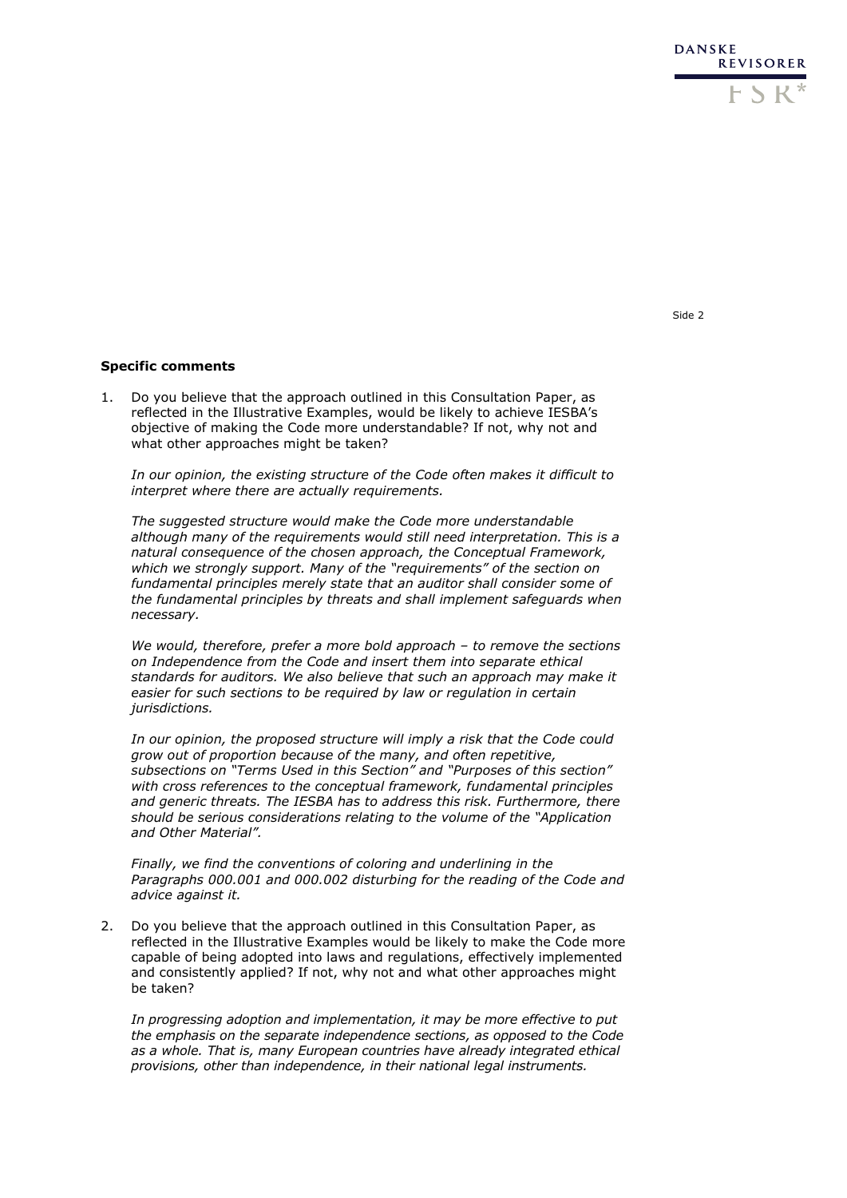**Specific comments**

1. Do you believe that the approach outlined in this Consultation Paper, as reflected in the Illustrative Examples, would be likely to achieve IESBA's objective of making the Code more understandable? If not, why not and what other approaches might be taken?

   *In our opinion, the existing structure of the Code often makes it difficult to interpret where there are actually requirements.*

   *The suggested structure would make the Code more understandable although many of the requirements would still need interpretation. This is a natural consequence of the chosen approach, the Conceptual Framework, which we strongly support. Many of the "requirements" of the section on fundamental principles merely state that an auditor shall consider some of the fundamental principles by threats and shall implement safeguards when necessary.*

   *We would, therefore, prefer a more bold approach – to remove the sections on Independence from the Code and insert them into separate ethical standards for auditors. We also believe that such an approach may make it easier for such sections to be required by law or regulation in certain jurisdictions.*

   *In our opinion, the proposed structure will imply a risk that the Code could grow out of proportion because of the many, and often repetitive, subsections on "Terms Used in this Section" and "Purposes of this section" with cross references to the conceptual framework, fundamental principles and generic threats. The IESBA has to address this risk. Furthermore, there should be serious considerations relating to the volume of the "Application and Other Material".*

   *Finally, we find the conventions of coloring and underlining in the Paragraphs 000.001 and 000.002 disturbing for the reading of the Code and advice against it.*

2. Do you believe that the approach outlined in this Consultation Paper, as reflected in the Illustrative Examples would be likely to make the Code more capable of being adopted into laws and regulations, effectively implemented and consistently applied? If not, why not and what other approaches might be taken?

   *In progressing adoption and implementation, it may be more effective to put the emphasis on the separate independence sections, as opposed to the Code as a whole. That is, many European countries have already integrated ethical provisions, other than independence, in their national legal instruments.*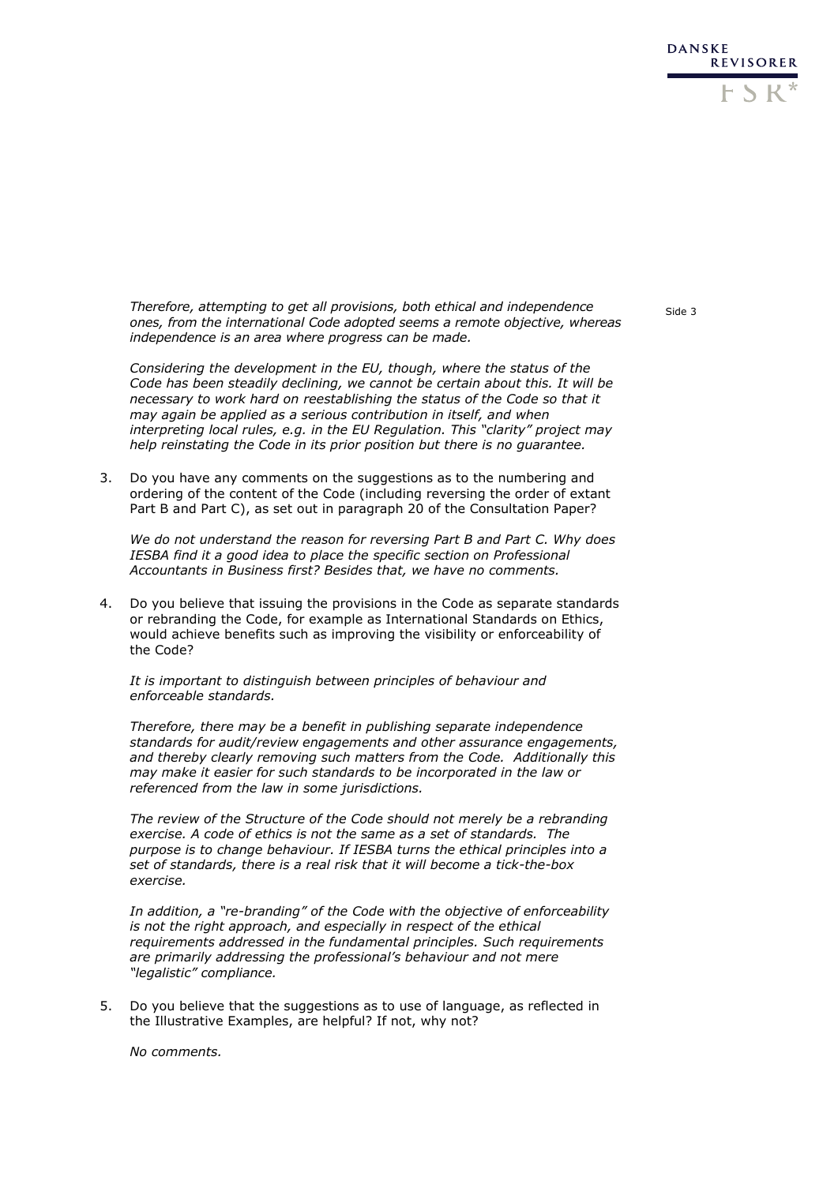*Therefore, attempting to get all provisions, both ethical and independence ones, from the international Code adopted seems a remote objective, whereas independence is an area where progress can be made.*

*Considering the development in the EU, though, where the status of the Code has been steadily declining, we cannot be certain about this. It will be necessary to work hard on reestablishing the status of the Code so that it may again be applied as a serious contribution in itself, and when interpreting local rules, e.g. in the EU Regulation. This "clarity" project may help reinstating the Code in its prior position but there is no guarantee.*

3. Do you have any comments on the suggestions as to the numbering and ordering of the content of the Code (including reversing the order of extant Part B and Part C), as set out in paragraph 20 of the Consultation Paper?

   *We do not understand the reason for reversing Part B and Part C. Why does IESBA find it a good idea to place the specific section on Professional Accountants in Business first? Besides that, we have no comments.*

4. Do you believe that issuing the provisions in the Code as separate standards or rebranding the Code, for example as International Standards on Ethics, would achieve benefits such as improving the visibility or enforceability of the Code?

   *It is important to distinguish between principles of behaviour and enforceable standards.*

   *Therefore, there may be a benefit in publishing separate independence standards for audit/review engagements and other assurance engagements, and thereby clearly removing such matters from the Code. Additionally this may make it easier for such standards to be incorporated in the law or referenced from the law in some jurisdictions.*

   *The review of the Structure of the Code should not merely be a rebranding exercise. A code of ethics is not the same as a set of standards. The purpose is to change behaviour. If IESBA turns the ethical principles into a set of standards, there is a real risk that it will become a tick-the-box exercise.*

   *In addition, a "re-branding" of the Code with the objective of enforceability is not the right approach, and especially in respect of the ethical requirements addressed in the fundamental principles. Such requirements are primarily addressing the professional's behaviour and not mere "legalistic" compliance.*

5. Do you believe that the suggestions as to use of language, as reflected in the Illustrative Examples, are helpful? If not, why not?

   *No comments.*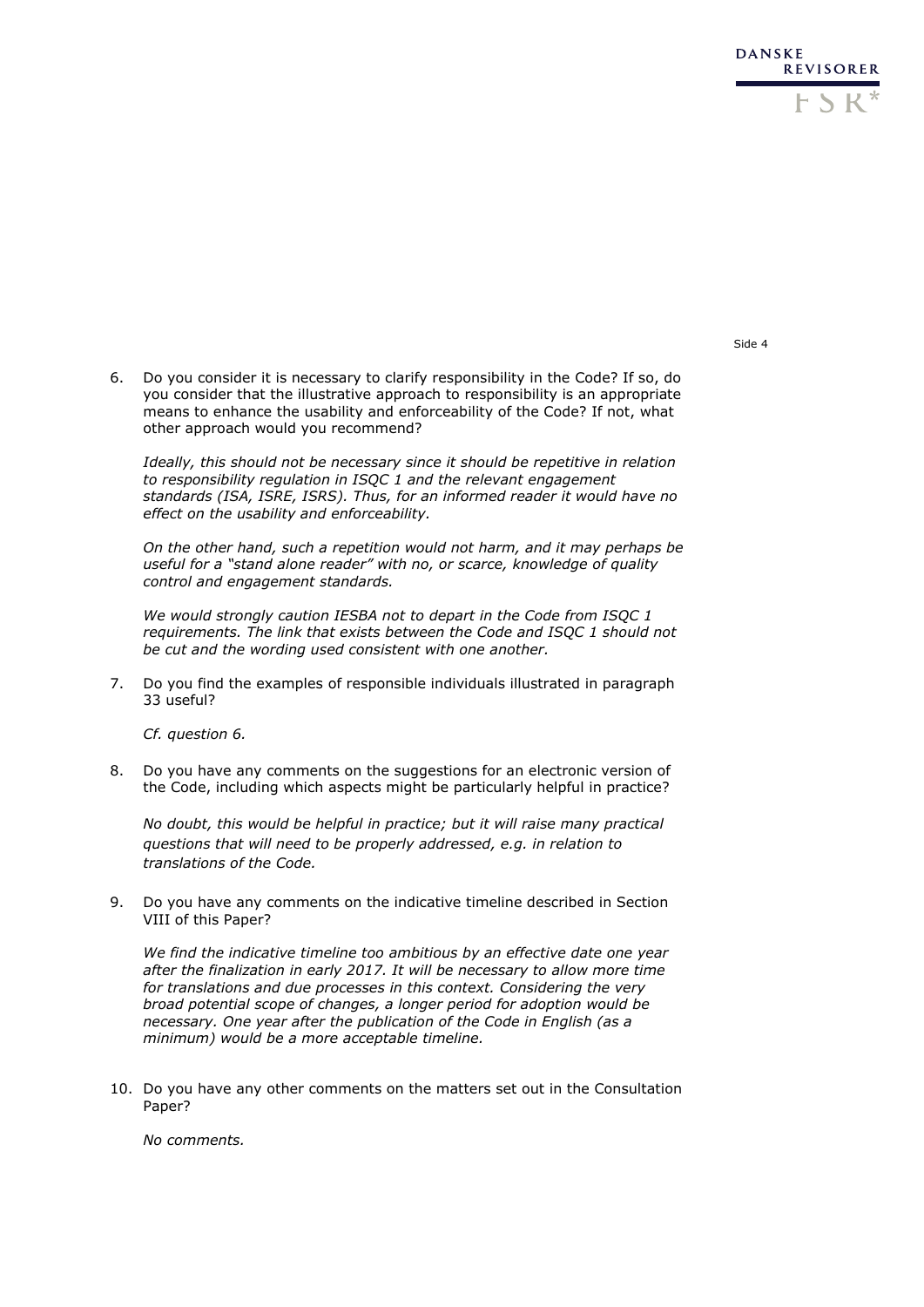6. Do you consider it is necessary to clarify responsibility in the Code? If so, do you consider that the illustrative approach to responsibility is an appropriate means to enhance the usability and enforceability of the Code? If not, what other approach would you recommend?

   *Ideally, this should not be necessary since it should be repetitive in relation to responsibility regulation in ISQC 1 and the relevant engagement standards (ISA, ISRE, ISRS). Thus, for an informed reader it would have no effect on the usability and enforceability.*

   *On the other hand, such a repetition would not harm, and it may perhaps be useful for a "stand alone reader" with no, or scarce, knowledge of quality control and engagement standards.*

   *We would strongly caution IESBA not to depart in the Code from ISQC 1 requirements. The link that exists between the Code and ISQC 1 should not be cut and the wording used consistent with one another.*

7. Do you find the examples of responsible individuals illustrated in paragraph 33 useful?

   *Cf. question 6.*

8. Do you have any comments on the suggestions for an electronic version of the Code, including which aspects might be particularly helpful in practice?

   *No doubt, this would be helpful in practice; but it will raise many practical questions that will need to be properly addressed, e.g. in relation to translations of the Code.*

9. Do you have any comments on the indicative timeline described in Section VIII of this Paper?

   *We find the indicative timeline too ambitious by an effective date one year after the finalization in early 2017. It will be necessary to allow more time for translations and due processes in this context. Considering the very broad potential scope of changes, a longer period for adoption would be necessary. One year after the publication of the Code in English (as a minimum) would be a more acceptable timeline.*

10. Do you have any other comments on the matters set out in the Consultation Paper?

    *No comments.*